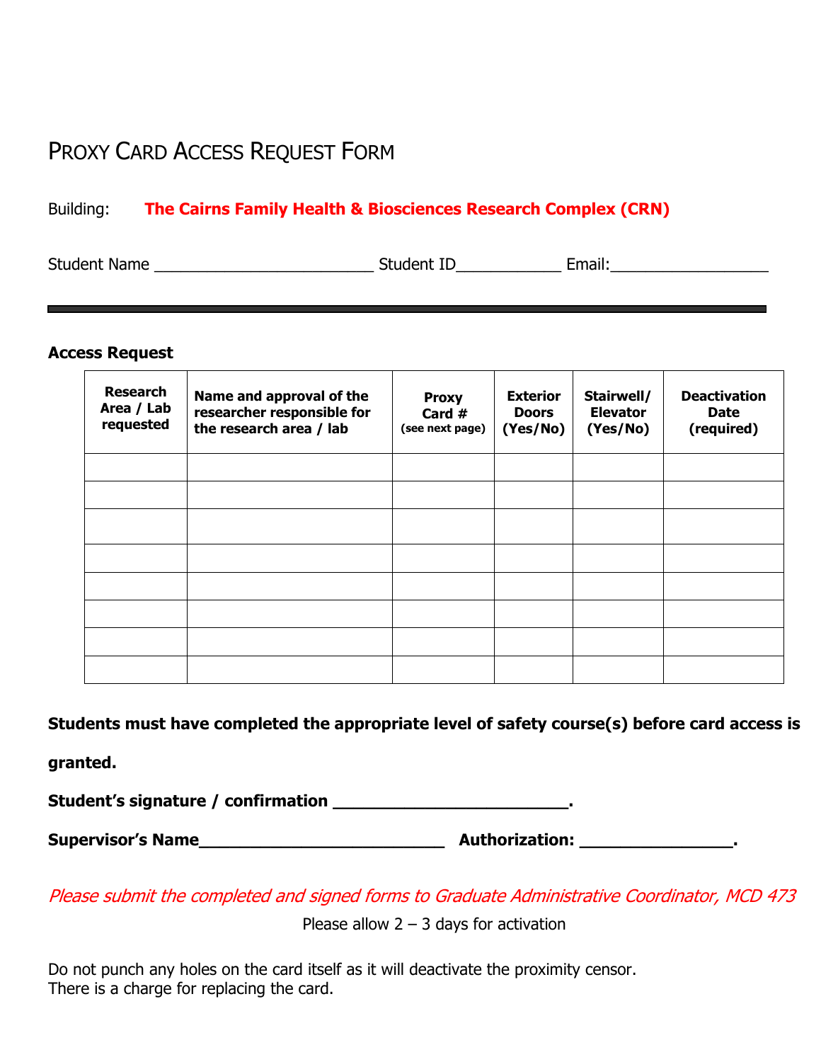# PROXY CARD ACCESS REQUEST FORM

Building: **The Cairns Family Health & Biosciences Research Complex (CRN)**

Student Name _________________________ Student ID____________ Email:__________________

---

**Access Request**

| Research Area / Lab requested | Name and approval of the researcher responsible for the research area / lab | Proxy Card # (see next page) | Exterior Doors (Yes/No) | Stairwell/ Elevator (Yes/No) | Deactivation Date (required) |
|---|---|---|---|---|---|
| | | | | | |
| | | | | | |
| | | | | | |
| | | | | | |
| | | | | | |
| | | | | | |
| | | | | | |
| | | | | | |

**Students must have completed the appropriate level of safety course(s) before card access is granted.**

**Student's signature / confirmation ________________________.**

**Supervisor's Name__________________________ Authorization: ________________.**

*Please submit the completed and signed forms to Graduate Administrative Coordinator, MCD 473*

Please allow 2 – 3 days for activation

Do not punch any holes on the card itself as it will deactivate the proximity censor.
There is a charge for replacing the card.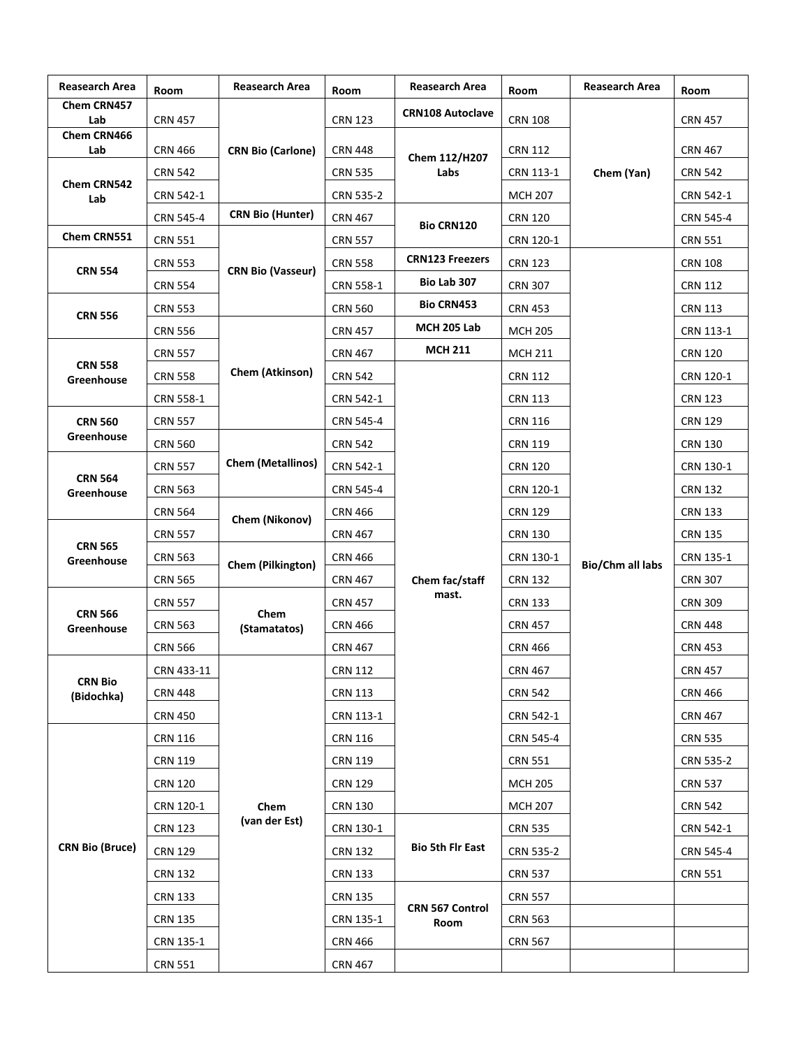| Reasearch Area | Room | Reasearch Area | Room | Reasearch Area | Room | Reasearch Area | Room |
|---|---|---|---|---|---|---|---|
| **Chem CRN457 Lab** | CRN 457 | **CRN Bio (Carlone)** | CRN 123 | **CRN108 Autoclave** | CRN 108 | **Chem (Yan)** | CRN 457 |
| **Chem CRN466 Lab** | CRN 466 | | CRN 448 | **Chem 112/H207 Labs** | CRN 112 | | CRN 467 |
| **Chem CRN542 Lab** | CRN 542 | | CRN 535 | | CRN 113-1 | | CRN 542 |
| | CRN 542-1 | | CRN 535-2 | | MCH 207 | | CRN 542-1 |
| | CRN 545-4 | **CRN Bio (Hunter)** | CRN 467 | **Bio CRN120** | CRN 120 | | CRN 545-4 |
| **Chem CRN551** | CRN 551 | **CRN Bio (Vasseur)** | CRN 557 | | CRN 120-1 | | CRN 551 |
| **CRN 554** | CRN 553 | | CRN 558 | **CRN123 Freezers** | CRN 123 | **Bio/Chm all labs** | CRN 108 |
| | CRN 554 | | CRN 558-1 | **Bio Lab 307** | CRN 307 | | CRN 112 |
| **CRN 556** | CRN 553 | | CRN 560 | **Bio CRN453** | CRN 453 | | CRN 113 |
| | CRN 556 | **Chem (Atkinson)** | CRN 457 | **MCH 205 Lab** | MCH 205 | | CRN 113-1 |
| **CRN 558 Greenhouse** | CRN 557 | | CRN 467 | **MCH 211** | MCH 211 | | CRN 120 |
| | CRN 558 | | CRN 542 | **Chem fac/staff mast.** | CRN 112 | | CRN 120-1 |
| | CRN 558-1 | | CRN 542-1 | | CRN 113 | | CRN 123 |
| **CRN 560 Greenhouse** | CRN 557 | | CRN 545-4 | | CRN 116 | | CRN 129 |
| | CRN 560 | **Chem (Metallinos)** | CRN 542 | | CRN 119 | | CRN 130 |
| **CRN 564 Greenhouse** | CRN 557 | | CRN 542-1 | | CRN 120 | | CRN 130-1 |
| | CRN 563 | | CRN 545-4 | | CRN 120-1 | | CRN 132 |
| | CRN 564 | **Chem (Nikonov)** | CRN 466 | | CRN 129 | | CRN 133 |
| **CRN 565 Greenhouse** | CRN 557 | | CRN 467 | | CRN 130 | | CRN 135 |
| | CRN 563 | **Chem (Pilkington)** | CRN 466 | | CRN 130-1 | | CRN 135-1 |
| | CRN 565 | | CRN 467 | | CRN 132 | | CRN 307 |
| **CRN 566 Greenhouse** | CRN 557 | **Chem (Stamatatos)** | CRN 457 | | CRN 133 | | CRN 309 |
| | CRN 563 | | CRN 466 | | CRN 457 | | CRN 448 |
| | CRN 566 | | CRN 467 | | CRN 466 | | CRN 453 |
| **CRN Bio (Bidochka)** | CRN 433-11 | **Chem (van der Est)** | CRN 112 | | CRN 467 | | CRN 457 |
| | CRN 448 | | CRN 113 | | CRN 542 | | CRN 466 |
| | CRN 450 | | CRN 113-1 | | CRN 542-1 | | CRN 467 |
| **CRN Bio (Bruce)** | CRN 116 | | CRN 116 | | CRN 545-4 | | CRN 535 |
| | CRN 119 | | CRN 119 | | CRN 551 | | CRN 535-2 |
| | CRN 120 | | CRN 129 | | MCH 205 | | CRN 537 |
| | CRN 120-1 | | CRN 130 | | MCH 207 | | CRN 542 |
| | CRN 123 | | CRN 130-1 | **Bio 5th Flr East** | CRN 535 | | CRN 542-1 |
| | CRN 129 | | CRN 132 | | CRN 535-2 | | CRN 545-4 |
| | CRN 132 | | CRN 133 | | CRN 537 | | CRN 551 |
| | CRN 133 | | CRN 135 | **CRN 567 Control Room** | CRN 557 | | |
| | CRN 135 | | CRN 135-1 | | CRN 563 | | |
| | CRN 135-1 | | CRN 466 | | CRN 567 | | |
| | CRN 551 | | CRN 467 | | | | |